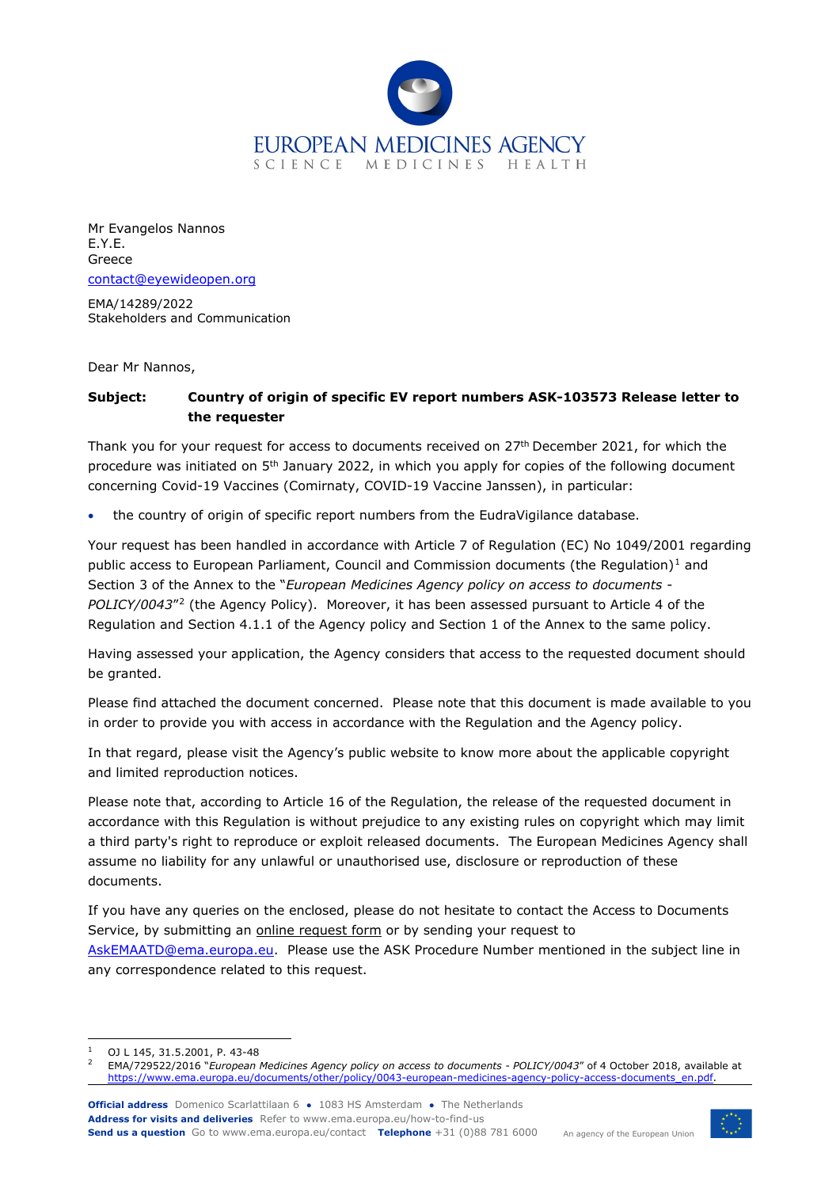Mr Evangelos Nannos
E.Y.E.
Greece
contact@eyewideopen.org

EMA/14289/2022
Stakeholders and Communication

Dear Mr Nannos,

**Subject: Country of origin of specific EV report numbers ASK-103573 Release letter to the requester**

Thank you for your request for access to documents received on 27th December 2021, for which the procedure was initiated on 5th January 2022, in which you apply for copies of the following document concerning Covid-19 Vaccines (Comirnaty, COVID-19 Vaccine Janssen), in particular:

- the country of origin of specific report numbers from the EudraVigilance database.

Your request has been handled in accordance with Article 7 of Regulation (EC) No 1049/2001 regarding public access to European Parliament, Council and Commission documents (the Regulation)[1] and Section 3 of the Annex to the "*European Medicines Agency policy on access to documents - POLICY/0043*"[2] (the Agency Policy). Moreover, it has been assessed pursuant to Article 4 of the Regulation and Section 4.1.1 of the Agency policy and Section 1 of the Annex to the same policy.

Having assessed your application, the Agency considers that access to the requested document should be granted.

Please find attached the document concerned. Please note that this document is made available to you in order to provide you with access in accordance with the Regulation and the Agency policy.

In that regard, please visit the Agency's public website to know more about the applicable copyright and limited reproduction notices.

Please note that, according to Article 16 of the Regulation, the release of the requested document in accordance with this Regulation is without prejudice to any existing rules on copyright which may limit a third party's right to reproduce or exploit released documents. The European Medicines Agency shall assume no liability for any unlawful or unauthorised use, disclosure or reproduction of these documents.

If you have any queries on the enclosed, please do not hesitate to contact the Access to Documents Service, by submitting an online request form or by sending your request to AskEMAATD@ema.europa.eu. Please use the ASK Procedure Number mentioned in the subject line in any correspondence related to this request.

---

[1] OJ L 145, 31.5.2001, P. 43-48

[2] EMA/729522/2016 "*European Medicines Agency policy on access to documents - POLICY/0043*" of 4 October 2018, available at https://www.ema.europa.eu/documents/other/policy/0043-european-medicines-agency-policy-access-documents_en.pdf.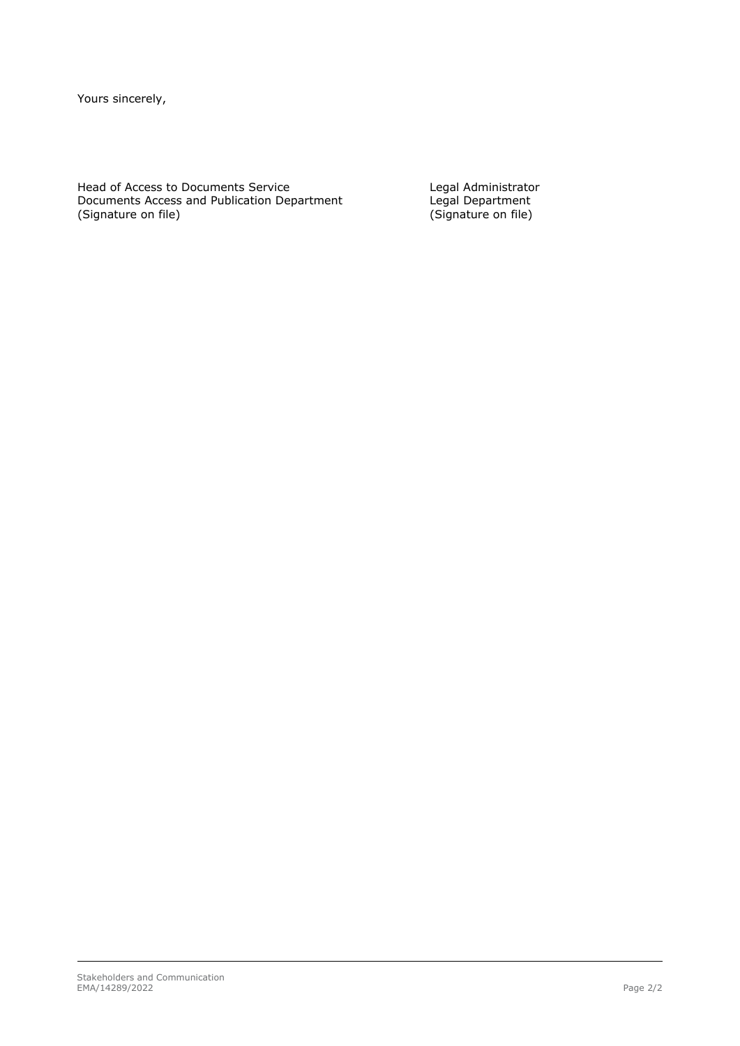Yours sincerely,

Head of Access to Documents Service
Documents Access and Publication Department
(Signature on file)

Legal Administrator
Legal Department
(Signature on file)